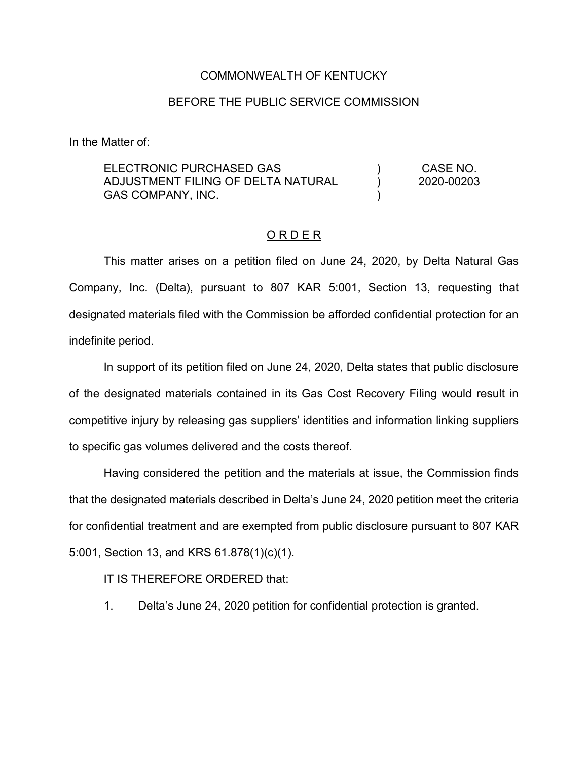COMMONWEALTH OF KENTUCKY

BEFORE THE PUBLIC SERVICE COMMISSION

In the Matter of:

| | | |
|---|---|---|
| ELECTRONIC PURCHASED GAS ADJUSTMENT FILING OF DELTA NATURAL GAS COMPANY, INC. | ) ) ) | CASE NO. 2020-00203 |

O R D E R

This matter arises on a petition filed on June 24, 2020, by Delta Natural Gas Company, Inc. (Delta), pursuant to 807 KAR 5:001, Section 13, requesting that designated materials filed with the Commission be afforded confidential protection for an indefinite period.

In support of its petition filed on June 24, 2020, Delta states that public disclosure of the designated materials contained in its Gas Cost Recovery Filing would result in competitive injury by releasing gas suppliers' identities and information linking suppliers to specific gas volumes delivered and the costs thereof.

Having considered the petition and the materials at issue, the Commission finds that the designated materials described in Delta's June 24, 2020 petition meet the criteria for confidential treatment and are exempted from public disclosure pursuant to 807 KAR 5:001, Section 13, and KRS 61.878(1)(c)(1).

IT IS THEREFORE ORDERED that:

1. Delta's June 24, 2020 petition for confidential protection is granted.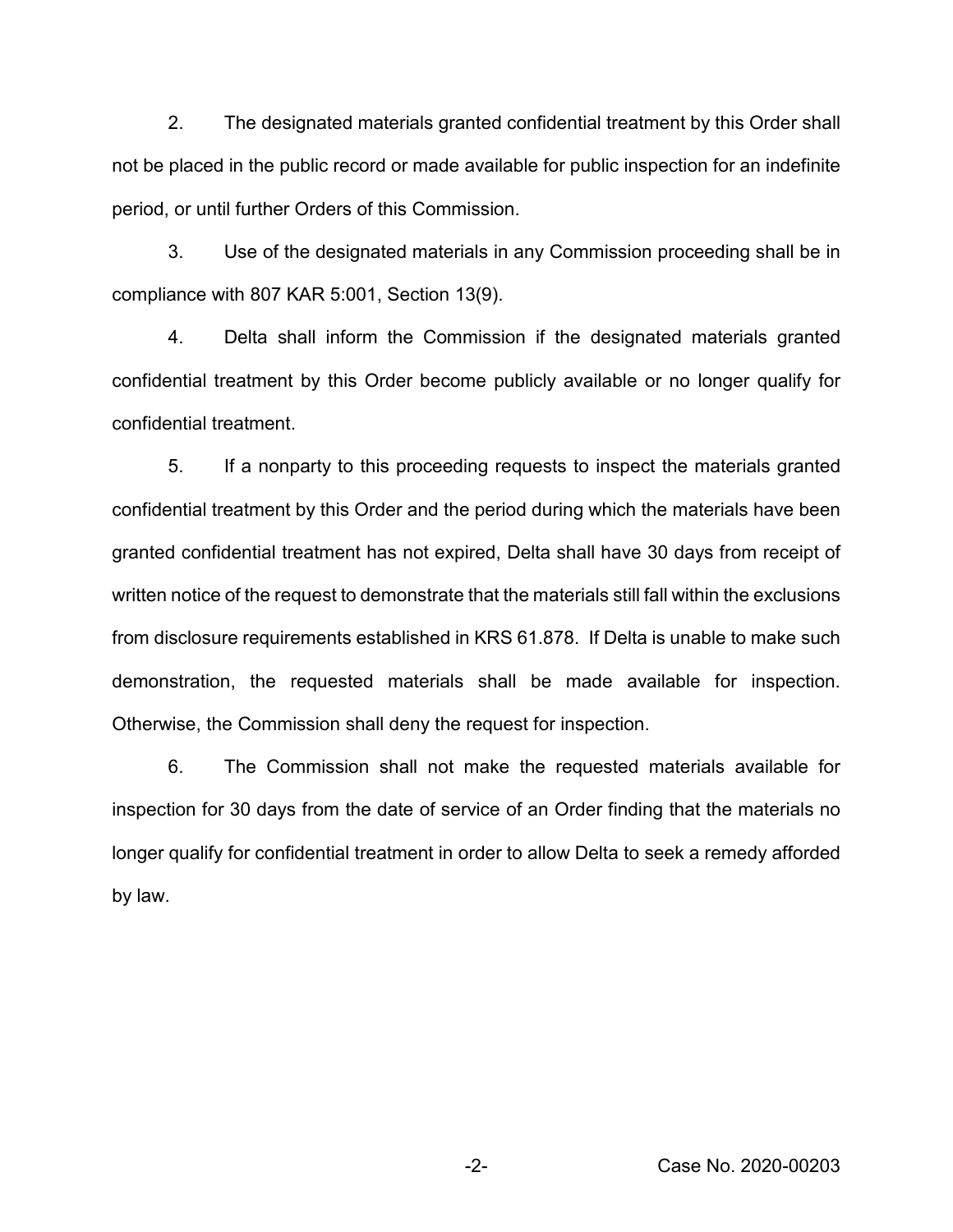2. The designated materials granted confidential treatment by this Order shall not be placed in the public record or made available for public inspection for an indefinite period, or until further Orders of this Commission.

3. Use of the designated materials in any Commission proceeding shall be in compliance with 807 KAR 5:001, Section 13(9).

4. Delta shall inform the Commission if the designated materials granted confidential treatment by this Order become publicly available or no longer qualify for confidential treatment.

5. If a nonparty to this proceeding requests to inspect the materials granted confidential treatment by this Order and the period during which the materials have been granted confidential treatment has not expired, Delta shall have 30 days from receipt of written notice of the request to demonstrate that the materials still fall within the exclusions from disclosure requirements established in KRS 61.878. If Delta is unable to make such demonstration, the requested materials shall be made available for inspection. Otherwise, the Commission shall deny the request for inspection.

6. The Commission shall not make the requested materials available for inspection for 30 days from the date of service of an Order finding that the materials no longer qualify for confidential treatment in order to allow Delta to seek a remedy afforded by law.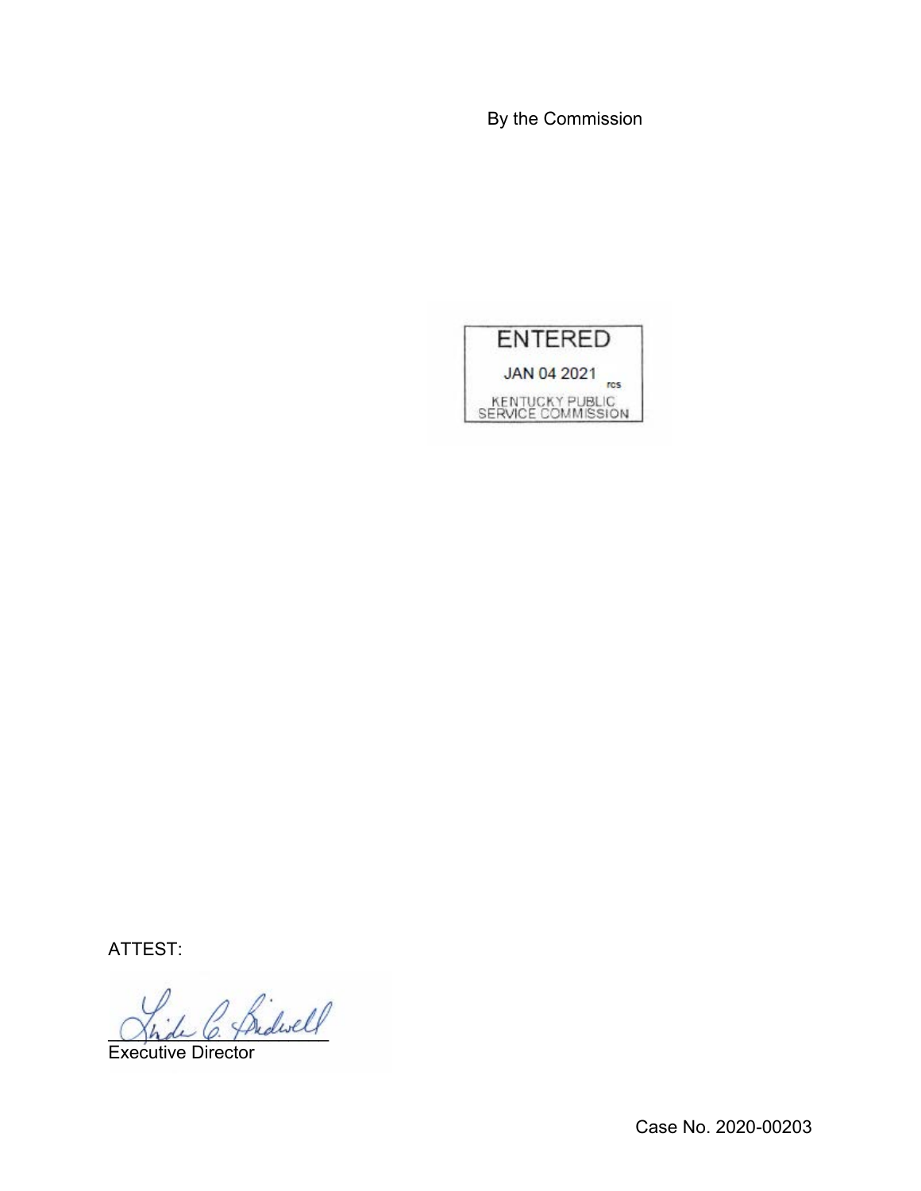By the Commission

ENTERED

JAN 04 2021

KENTUCKY PUBLIC SERVICE COMMISSION

ATTEST:

Executive Director

Case No. 2020-00203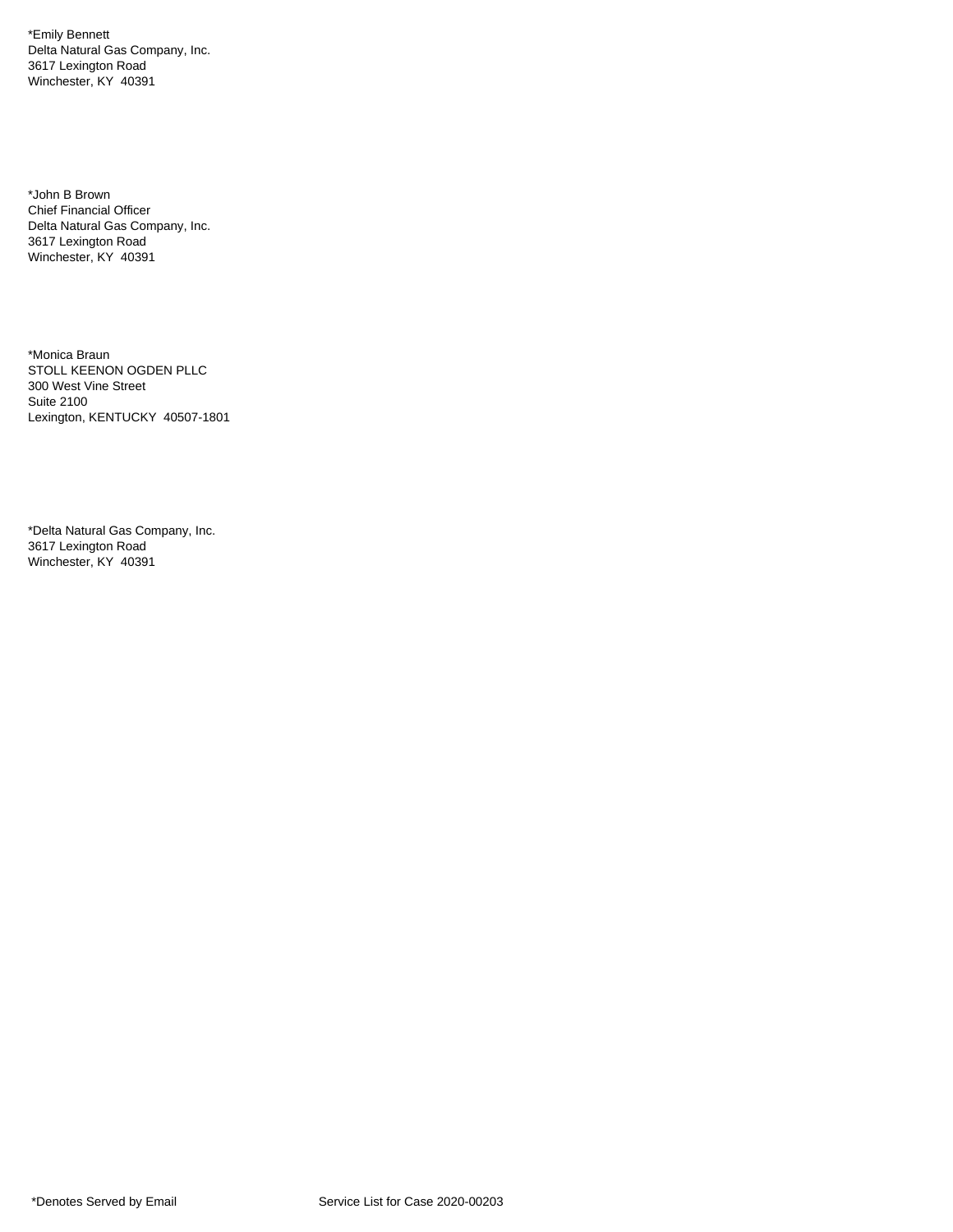*Emily Bennett
Delta Natural Gas Company, Inc.
3617 Lexington Road
Winchester, KY  40391

*John B Brown
Chief Financial Officer
Delta Natural Gas Company, Inc.
3617 Lexington Road
Winchester, KY  40391

*Monica Braun
STOLL KEENON OGDEN PLLC
300 West Vine Street
Suite 2100
Lexington, KENTUCKY  40507-1801

*Delta Natural Gas Company, Inc.
3617 Lexington Road
Winchester, KY  40391

*Denotes Served by Email

Service List for Case 2020-00203